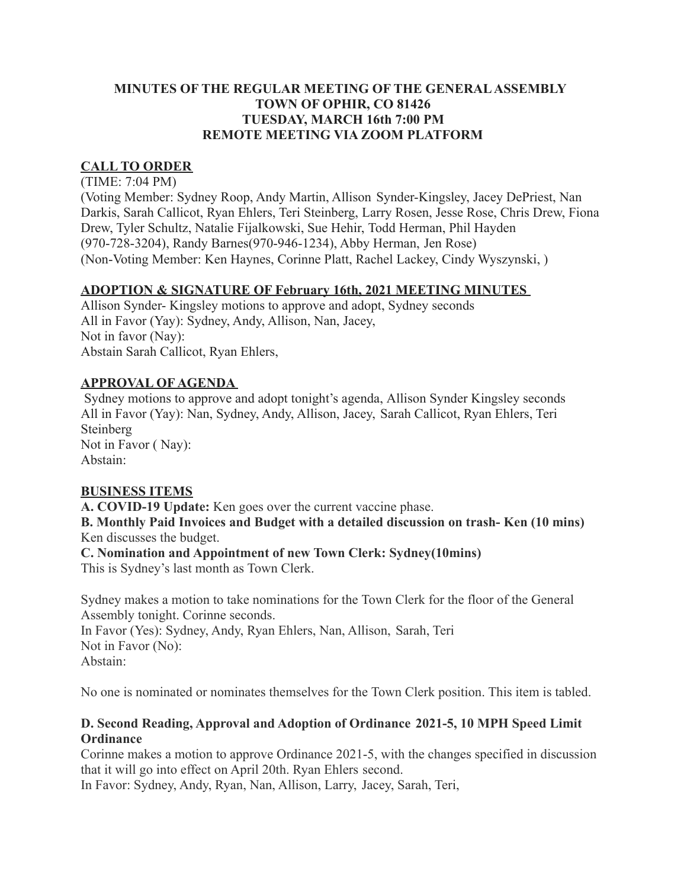**MINUTES OF THE REGULAR MEETING OF THE GENERAL ASSEMBLY**
**TOWN OF OPHIR, CO 81426**
**TUESDAY, MARCH 16th 7:00 PM**
**REMOTE MEETING VIA ZOOM PLATFORM**

## CALL TO ORDER

(TIME: 7:04 PM)
(Voting Member: Sydney Roop, Andy Martin, Allison Synder-Kingsley, Jacey DePriest, Nan Darkis, Sarah Callicot, Ryan Ehlers, Teri Steinberg, Larry Rosen, Jesse Rose, Chris Drew, Fiona Drew, Tyler Schultz, Natalie Fijalkowski, Sue Hehir, Todd Herman, Phil Hayden (970-728-3204), Randy Barnes(970-946-1234), Abby Herman, Jen Rose)
(Non-Voting Member: Ken Haynes, Corinne Platt, Rachel Lackey, Cindy Wyszynski, )

## ADOPTION & SIGNATURE OF February 16th, 2021 MEETING MINUTES

Allison Synder- Kingsley motions to approve and adopt, Sydney seconds
All in Favor (Yay): Sydney, Andy, Allison, Nan, Jacey,
Not in favor (Nay):
Abstain Sarah Callicot, Ryan Ehlers,

## APPROVAL OF AGENDA

Sydney motions to approve and adopt tonight's agenda, Allison Synder Kingsley seconds
All in Favor (Yay): Nan, Sydney, Andy, Allison, Jacey, Sarah Callicot, Ryan Ehlers, Teri Steinberg
Not in Favor ( Nay):
Abstain:

## BUSINESS ITEMS

**A. COVID-19 Update:** Ken goes over the current vaccine phase.

**B. Monthly Paid Invoices and Budget with a detailed discussion on trash- Ken (10 mins)**
Ken discusses the budget.

**C. Nomination and Appointment of new Town Clerk: Sydney(10mins)**
This is Sydney's last month as Town Clerk.

Sydney makes a motion to take nominations for the Town Clerk for the floor of the General Assembly tonight. Corinne seconds.
In Favor (Yes): Sydney, Andy, Ryan Ehlers, Nan, Allison, Sarah, Teri
Not in Favor (No):
Abstain:

No one is nominated or nominates themselves for the Town Clerk position. This item is tabled.

**D. Second Reading, Approval and Adoption of Ordinance 2021-5, 10 MPH Speed Limit Ordinance**
Corinne makes a motion to approve Ordinance 2021-5, with the changes specified in discussion that it will go into effect on April 20th. Ryan Ehlers second.
In Favor: Sydney, Andy, Ryan, Nan, Allison, Larry, Jacey, Sarah, Teri,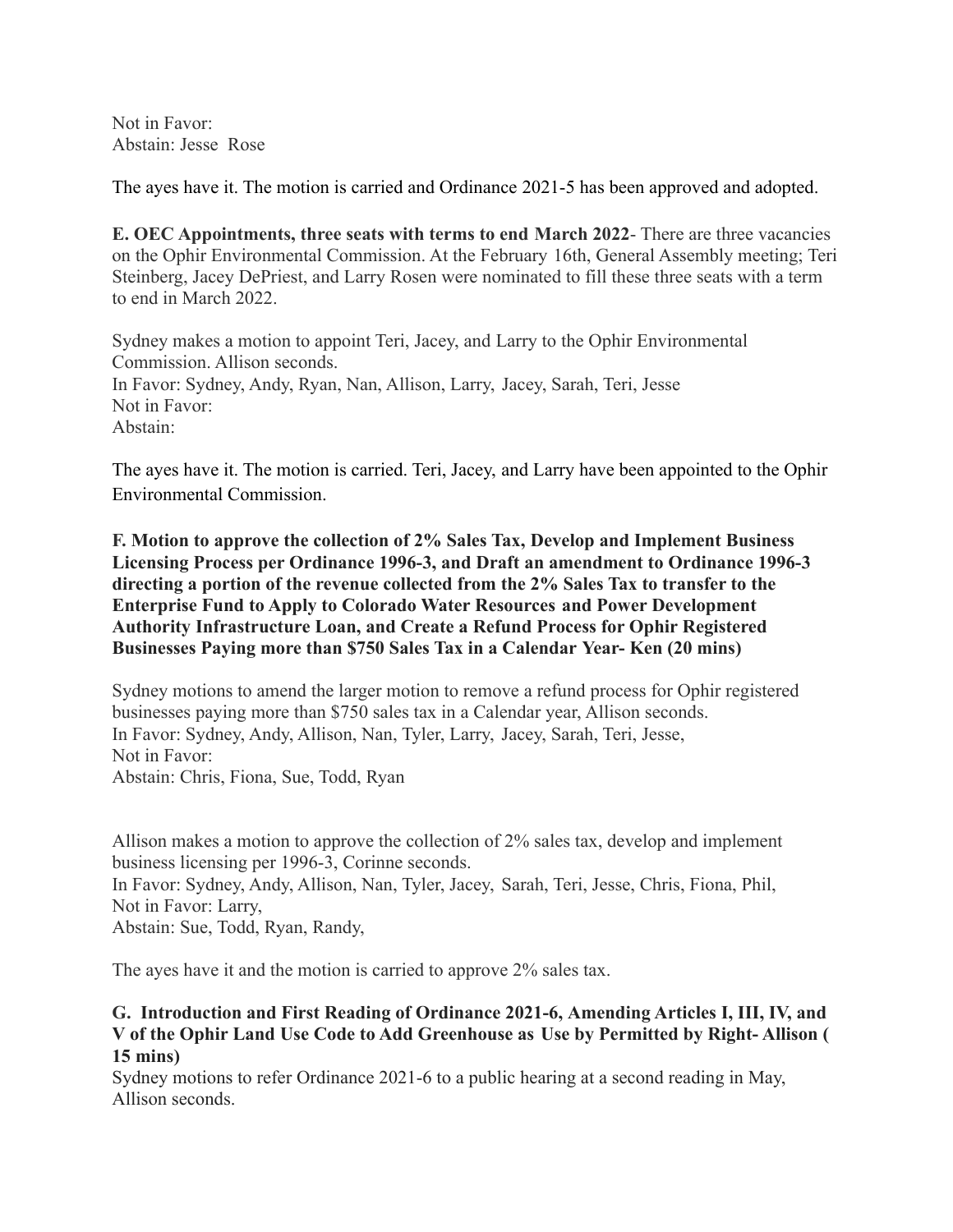Not in Favor:
Abstain: Jesse Rose

The ayes have it. The motion is carried and Ordinance 2021-5 has been approved and adopted.

**E. OEC Appointments, three seats with terms to end March 2022**- There are three vacancies on the Ophir Environmental Commission. At the February 16th, General Assembly meeting; Teri Steinberg, Jacey DePriest, and Larry Rosen were nominated to fill these three seats with a term to end in March 2022.

Sydney makes a motion to appoint Teri, Jacey, and Larry to the Ophir Environmental Commission. Allison seconds.
In Favor: Sydney, Andy, Ryan, Nan, Allison, Larry, Jacey, Sarah, Teri, Jesse
Not in Favor:
Abstain:

The ayes have it. The motion is carried. Teri, Jacey, and Larry have been appointed to the Ophir Environmental Commission.

**F. Motion to approve the collection of 2% Sales Tax, Develop and Implement Business Licensing Process per Ordinance 1996-3, and Draft an amendment to Ordinance 1996-3 directing a portion of the revenue collected from the 2% Sales Tax to transfer to the Enterprise Fund to Apply to Colorado Water Resources and Power Development Authority Infrastructure Loan, and Create a Refund Process for Ophir Registered Businesses Paying more than $750 Sales Tax in a Calendar Year- Ken (20 mins)**

Sydney motions to amend the larger motion to remove a refund process for Ophir registered businesses paying more than $750 sales tax in a Calendar year, Allison seconds.
In Favor: Sydney, Andy, Allison, Nan, Tyler, Larry, Jacey, Sarah, Teri, Jesse,
Not in Favor:
Abstain: Chris, Fiona, Sue, Todd, Ryan

Allison makes a motion to approve the collection of 2% sales tax, develop and implement business licensing per 1996-3, Corinne seconds.
In Favor: Sydney, Andy, Allison, Nan, Tyler, Jacey, Sarah, Teri, Jesse, Chris, Fiona, Phil,
Not in Favor: Larry,
Abstain: Sue, Todd, Ryan, Randy,

The ayes have it and the motion is carried to approve 2% sales tax.

**G. Introduction and First Reading of Ordinance 2021-6, Amending Articles I, III, IV, and V of the Ophir Land Use Code to Add Greenhouse as Use by Permitted by Right- Allison ( 15 mins)**

Sydney motions to refer Ordinance 2021-6 to a public hearing at a second reading in May, Allison seconds.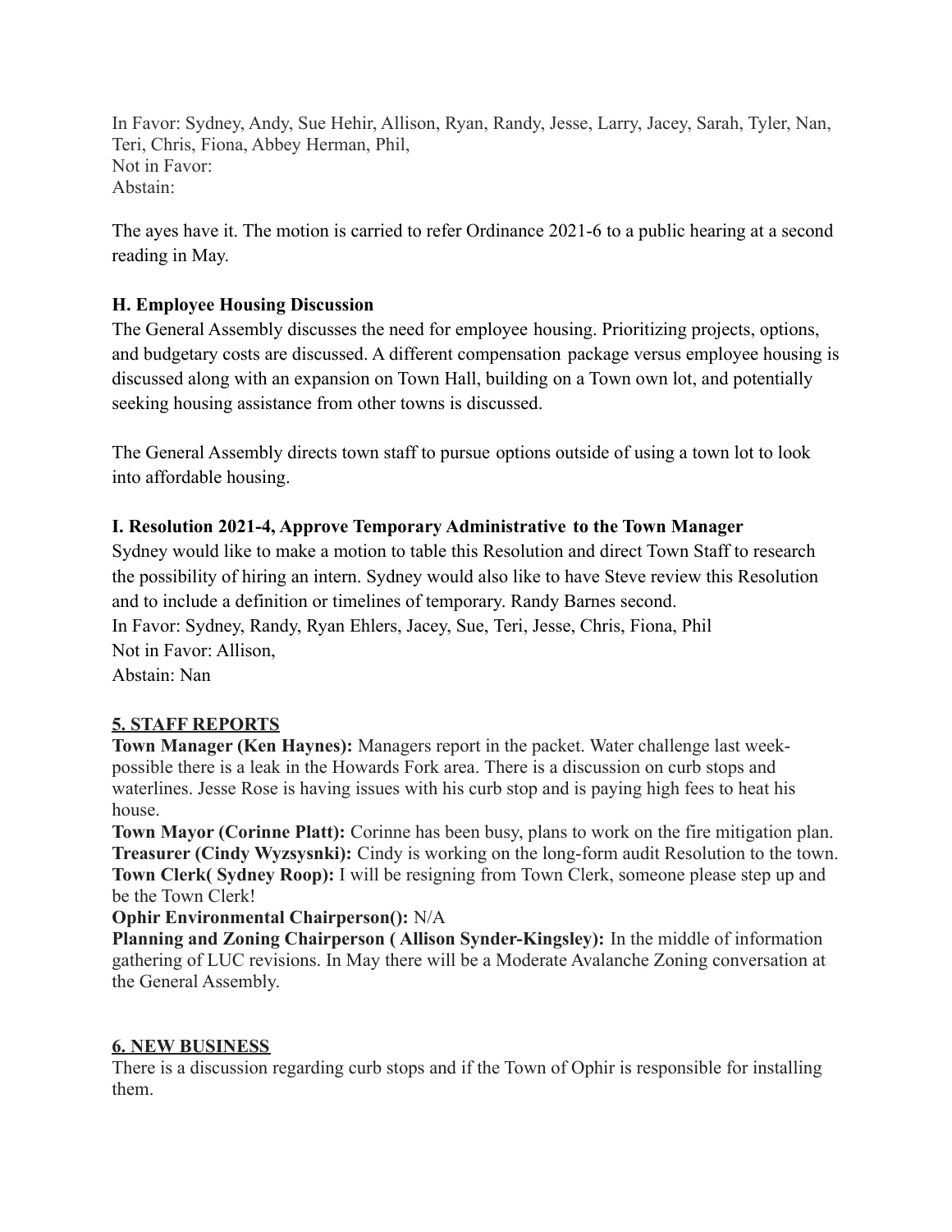In Favor: Sydney, Andy, Sue Hehir, Allison, Ryan, Randy, Jesse, Larry, Jacey, Sarah, Tyler, Nan, Teri, Chris, Fiona, Abbey Herman, Phil,
Not in Favor:
Abstain:

The ayes have it. The motion is carried to refer Ordinance 2021-6 to a public hearing at a second reading in May.

**H. Employee Housing Discussion**

The General Assembly discusses the need for employee housing. Prioritizing projects, options, and budgetary costs are discussed. A different compensation package versus employee housing is discussed along with an expansion on Town Hall, building on a Town own lot, and potentially seeking housing assistance from other towns is discussed.

The General Assembly directs town staff to pursue options outside of using a town lot to look into affordable housing.

**I. Resolution 2021-4, Approve Temporary Administrative to the Town Manager**

Sydney would like to make a motion to table this Resolution and direct Town Staff to research the possibility of hiring an intern. Sydney would also like to have Steve review this Resolution and to include a definition or timelines of temporary. Randy Barnes second.
In Favor: Sydney, Randy, Ryan Ehlers, Jacey, Sue, Teri, Jesse, Chris, Fiona, Phil
Not in Favor: Allison,
Abstain: Nan

## 5. STAFF REPORTS

**Town Manager (Ken Haynes):** Managers report in the packet. Water challenge last week- possible there is a leak in the Howards Fork area. There is a discussion on curb stops and waterlines. Jesse Rose is having issues with his curb stop and is paying high fees to heat his house.
**Town Mayor (Corinne Platt):** Corinne has been busy, plans to work on the fire mitigation plan.
**Treasurer (Cindy Wyzsysnki):** Cindy is working on the long-form audit Resolution to the town.
**Town Clerk( Sydney Roop):** I will be resigning from Town Clerk, someone please step up and be the Town Clerk!
**Ophir Environmental Chairperson():** N/A
**Planning and Zoning Chairperson ( Allison Synder-Kingsley):** In the middle of information gathering of LUC revisions. In May there will be a Moderate Avalanche Zoning conversation at the General Assembly.

## 6. NEW BUSINESS

There is a discussion regarding curb stops and if the Town of Ophir is responsible for installing them.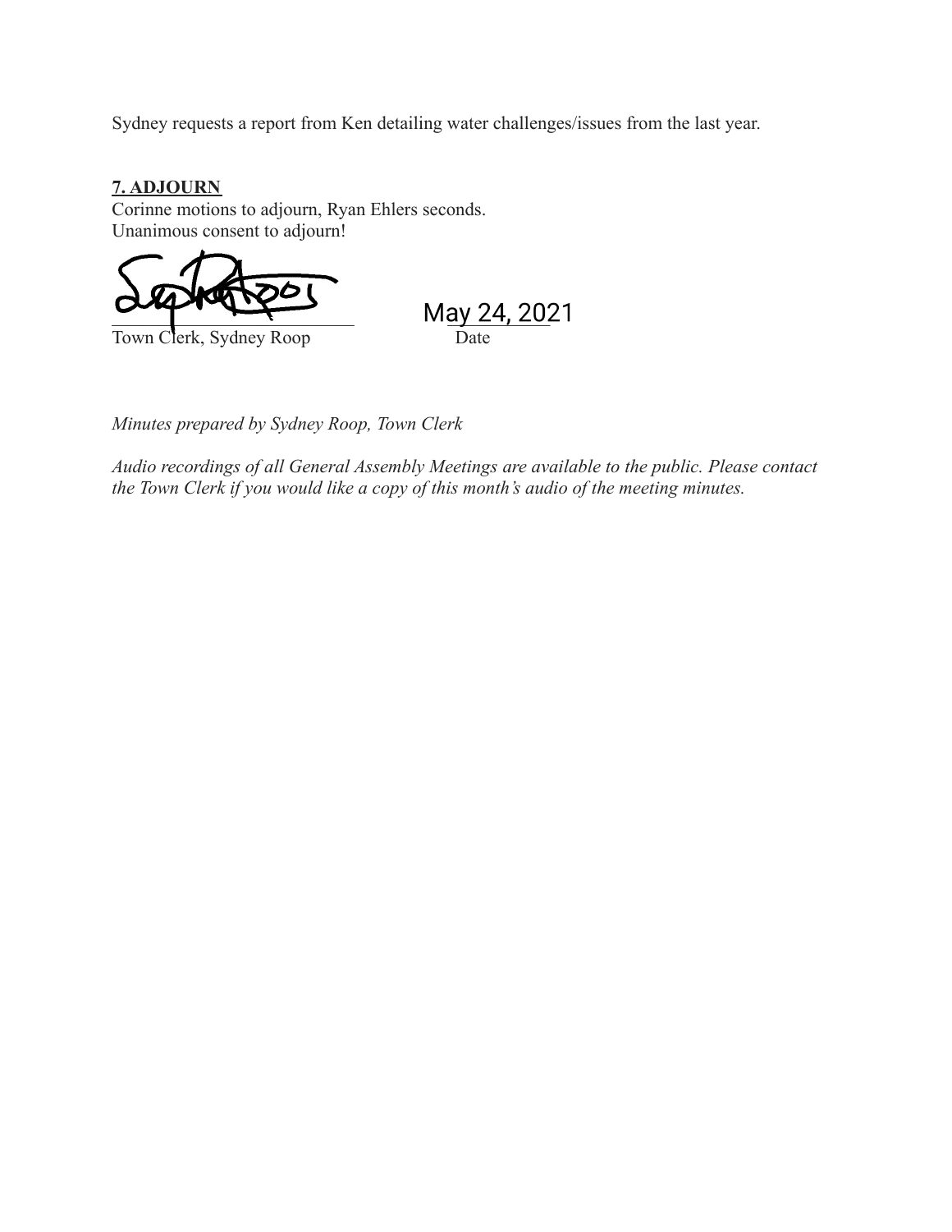Sydney requests a report from Ken detailing water challenges/issues from the last year.

**7. ADJOURN**

Corinne motions to adjourn, Ryan Ehlers seconds.
Unanimous consent to adjourn!

Town Clerk, Sydney Roop

May 24, 2021
Date

*Minutes prepared by Sydney Roop, Town Clerk*

*Audio recordings of all General Assembly Meetings are available to the public. Please contact the Town Clerk if you would like a copy of this month's audio of the meeting minutes.*